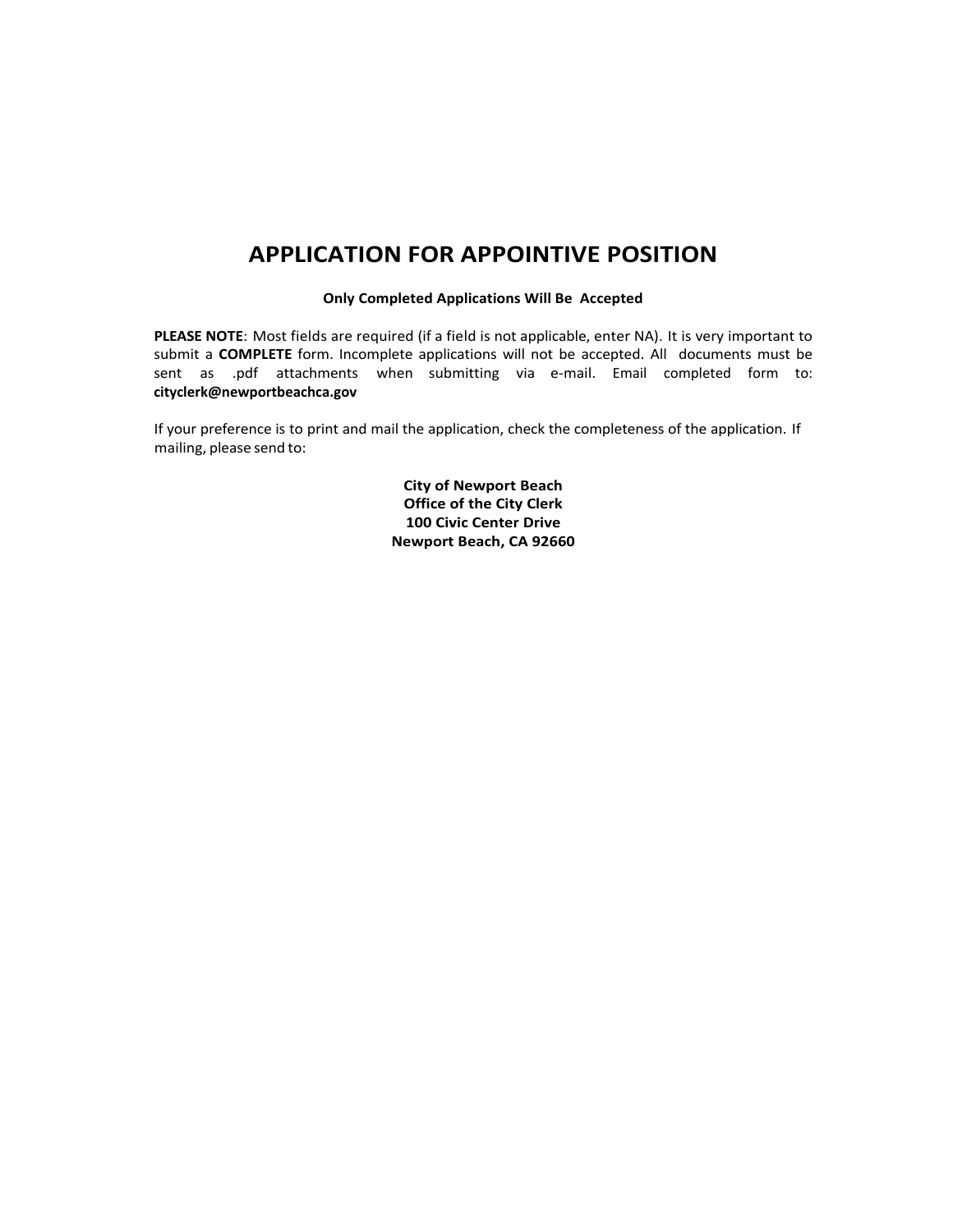# APPLICATION FOR APPOINTIVE POSITION

**Only Completed Applications Will Be Accepted**

**PLEASE NOTE**: Most fields are required (if a field is not applicable, enter NA). It is very important to submit a **COMPLETE** form. Incomplete applications will not be accepted. All documents must be sent as .pdf attachments when submitting via e-mail. Email completed form to: **cityclerk@newportbeachca.gov**

If your preference is to print and mail the application, check the completeness of the application. If mailing, please send to:

**City of Newport Beach**
**Office of the City Clerk**
**100 Civic Center Drive**
**Newport Beach, CA 92660**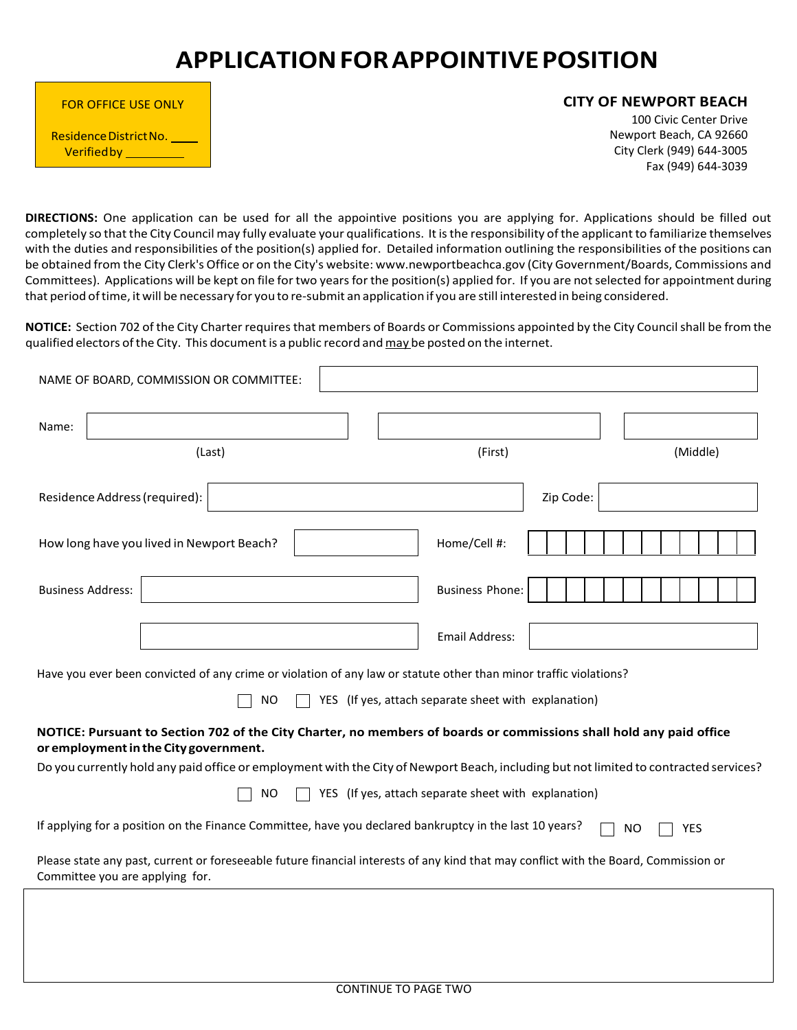# APPLICATION FOR APPOINTIVE POSITION

FOR OFFICE USE ONLY

Residence District No. ____
Verified by ________

**CITY OF NEWPORT BEACH**
100 Civic Center Drive
Newport Beach, CA 92660
City Clerk (949) 644-3005
Fax (949) 644-3039

**DIRECTIONS:** One application can be used for all the appointive positions you are applying for. Applications should be filled out completely so that the City Council may fully evaluate your qualifications. It is the responsibility of the applicant to familiarize themselves with the duties and responsibilities of the position(s) applied for. Detailed information outlining the responsibilities of the positions can be obtained from the City Clerk's Office or on the City's website: www.newportbeachca.gov (City Government/Boards, Commissions and Committees). Applications will be kept on file for two years for the position(s) applied for. If you are not selected for appointment during that period of time, it will be necessary for you to re-submit an application if you are still interested in being considered.

**NOTICE:** Section 702 of the City Charter requires that members of Boards or Commissions appointed by the City Council shall be from the qualified electors of the City. This document is a public record and may be posted on the internet.

NAME OF BOARD, COMMISSION OR COMMITTEE: ____________________

Name: ____________________ (Last) ____________________ (First) ____________ (Middle)

Residence Address (required): ____________________ Zip Code: ____________

How long have you lived in Newport Beach? ____________ Home/Cell #: ____________

Business Address: ____________________ Business Phone: ____________

____________________ Email Address: ____________

Have you ever been convicted of any crime or violation of any law or statute other than minor traffic violations?

☐ NO ☐ YES (If yes, attach separate sheet with explanation)

**NOTICE: Pursuant to Section 702 of the City Charter, no members of boards or commissions shall hold any paid office or employment in the City government.**

Do you currently hold any paid office or employment with the City of Newport Beach, including but not limited to contracted services?

☐ NO ☐ YES (If yes, attach separate sheet with explanation)

If applying for a position on the Finance Committee, have you declared bankruptcy in the last 10 years? ☐ NO ☐ YES

Please state any past, current or foreseeable future financial interests of any kind that may conflict with the Board, Commission or Committee you are applying for.

CONTINUE TO PAGE TWO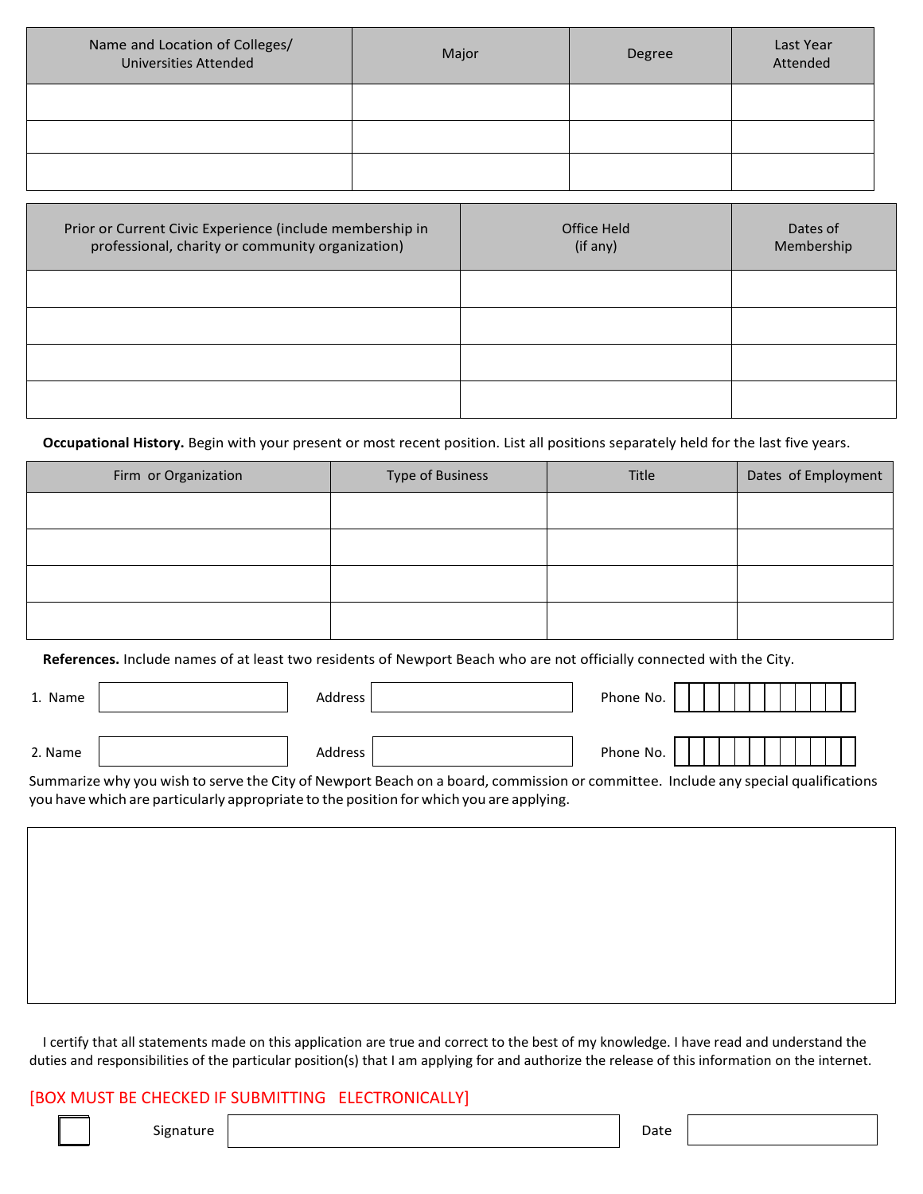| Name and Location of Colleges/ Universities Attended | Major | Degree | Last Year Attended |
|---|---|---|---|
| | | | |
| | | | |
| | | | |

| Prior or Current Civic Experience (include membership in professional, charity or community organization) | Office Held (if any) | Dates of Membership |
|---|---|---|
| | | |
| | | |
| | | |
| | | |

**Occupational History.** Begin with your present or most recent position. List all positions separately held for the last five years.

| Firm or Organization | Type of Business | Title | Dates of Employment |
|---|---|---|---|
| | | | |
| | | | |
| | | | |
| | | | |

**References.** Include names of at least two residents of Newport Beach who are not officially connected with the City.

1. Name ______________ Address ______________ Phone No. ______________

2. Name ______________ Address ______________ Phone No. ______________

Summarize why you wish to serve the City of Newport Beach on a board, commission or committee. Include any special qualifications you have which are particularly appropriate to the position for which you are applying.

I certify that all statements made on this application are true and correct to the best of my knowledge. I have read and understand the duties and responsibilities of the particular position(s) that I am applying for and authorize the release of this information on the internet.

[BOX MUST BE CHECKED IF SUBMITTING ELECTRONICALLY]

☐ Signature ______________ Date ______________